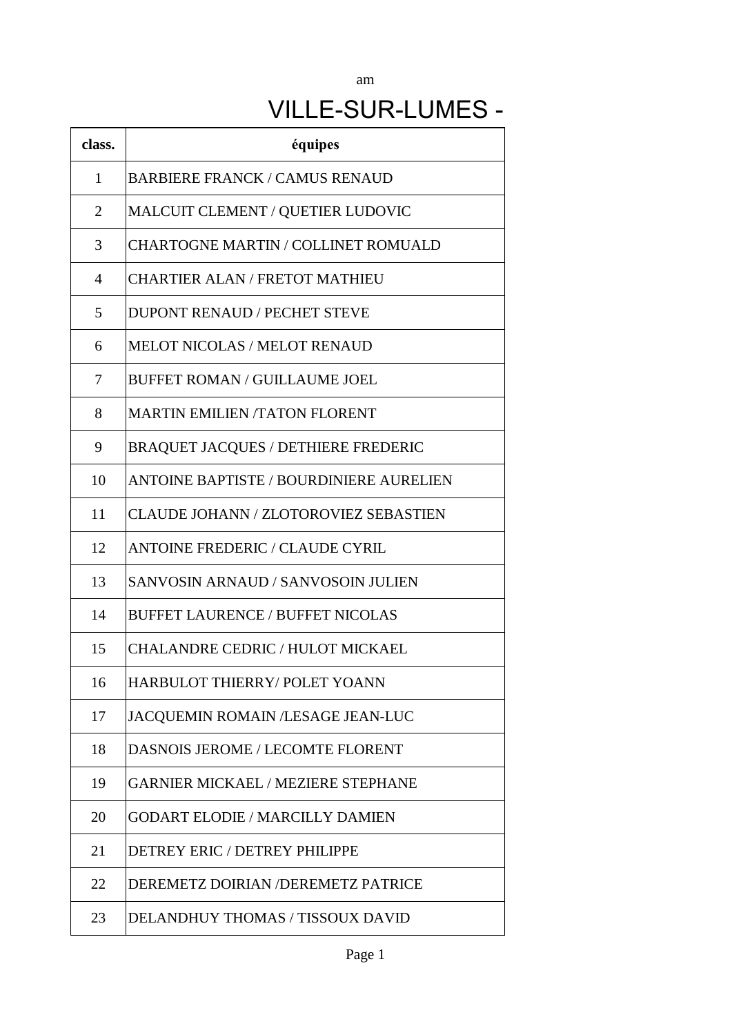am

# VILLE-SUR-LUMES -

| class. | équipes |
|---|---|
| 1 | BARBIERE FRANCK / CAMUS RENAUD |
| 2 | MALCUIT CLEMENT / QUETIER LUDOVIC |
| 3 | CHARTOGNE MARTIN / COLLINET ROMUALD |
| 4 | CHARTIER ALAN / FRETOT MATHIEU |
| 5 | DUPONT RENAUD / PECHET STEVE |
| 6 | MELOT NICOLAS / MELOT RENAUD |
| 7 | BUFFET ROMAN / GUILLAUME JOEL |
| 8 | MARTIN EMILIEN /TATON FLORENT |
| 9 | BRAQUET JACQUES / DETHIERE FREDERIC |
| 10 | ANTOINE BAPTISTE / BOURDINIERE AURELIEN |
| 11 | CLAUDE JOHANN / ZLOTOROVIEZ SEBASTIEN |
| 12 | ANTOINE FREDERIC / CLAUDE CYRIL |
| 13 | SANVOSIN ARNAUD / SANVOSOIN JULIEN |
| 14 | BUFFET LAURENCE / BUFFET NICOLAS |
| 15 | CHALANDRE CEDRIC / HULOT MICKAEL |
| 16 | HARBULOT THIERRY/ POLET YOANN |
| 17 | JACQUEMIN ROMAIN /LESAGE JEAN-LUC |
| 18 | DASNOIS JEROME / LECOMTE FLORENT |
| 19 | GARNIER MICKAEL / MEZIERE STEPHANE |
| 20 | GODART ELODIE / MARCILLY DAMIEN |
| 21 | DETREY ERIC / DETREY PHILIPPE |
| 22 | DEREMETZ DOIRIAN /DEREMETZ PATRICE |
| 23 | DELANDHUY THOMAS / TISSOUX DAVID |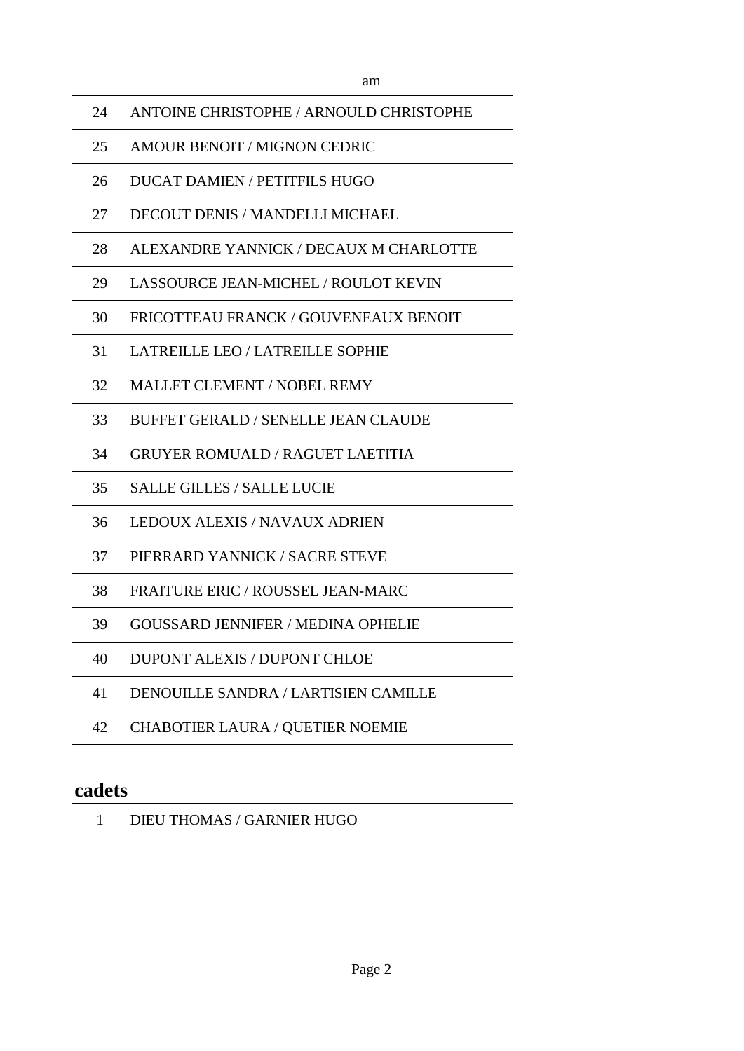am

| | |
|---|---|
| 24 | ANTOINE CHRISTOPHE / ARNOULD CHRISTOPHE |
| 25 | AMOUR BENOIT / MIGNON CEDRIC |
| 26 | DUCAT DAMIEN / PETITFILS HUGO |
| 27 | DECOUT DENIS / MANDELLI MICHAEL |
| 28 | ALEXANDRE YANNICK / DECAUX M CHARLOTTE |
| 29 | LASSOURCE JEAN-MICHEL / ROULOT KEVIN |
| 30 | FRICOTTEAU FRANCK / GOUVENEAUX BENOIT |
| 31 | LATREILLE LEO / LATREILLE SOPHIE |
| 32 | MALLET CLEMENT / NOBEL REMY |
| 33 | BUFFET GERALD / SENELLE JEAN CLAUDE |
| 34 | GRUYER ROMUALD / RAGUET LAETITIA |
| 35 | SALLE GILLES / SALLE LUCIE |
| 36 | LEDOUX ALEXIS / NAVAUX ADRIEN |
| 37 | PIERRARD YANNICK / SACRE STEVE |
| 38 | FRAITURE ERIC / ROUSSEL JEAN-MARC |
| 39 | GOUSSARD JENNIFER / MEDINA OPHELIE |
| 40 | DUPONT ALEXIS / DUPONT CHLOE |
| 41 | DENOUILLE SANDRA / LARTISIEN CAMILLE |
| 42 | CHABOTIER LAURA / QUETIER NOEMIE |

## cadets

| | |
|---|---|
| 1 | DIEU THOMAS / GARNIER HUGO |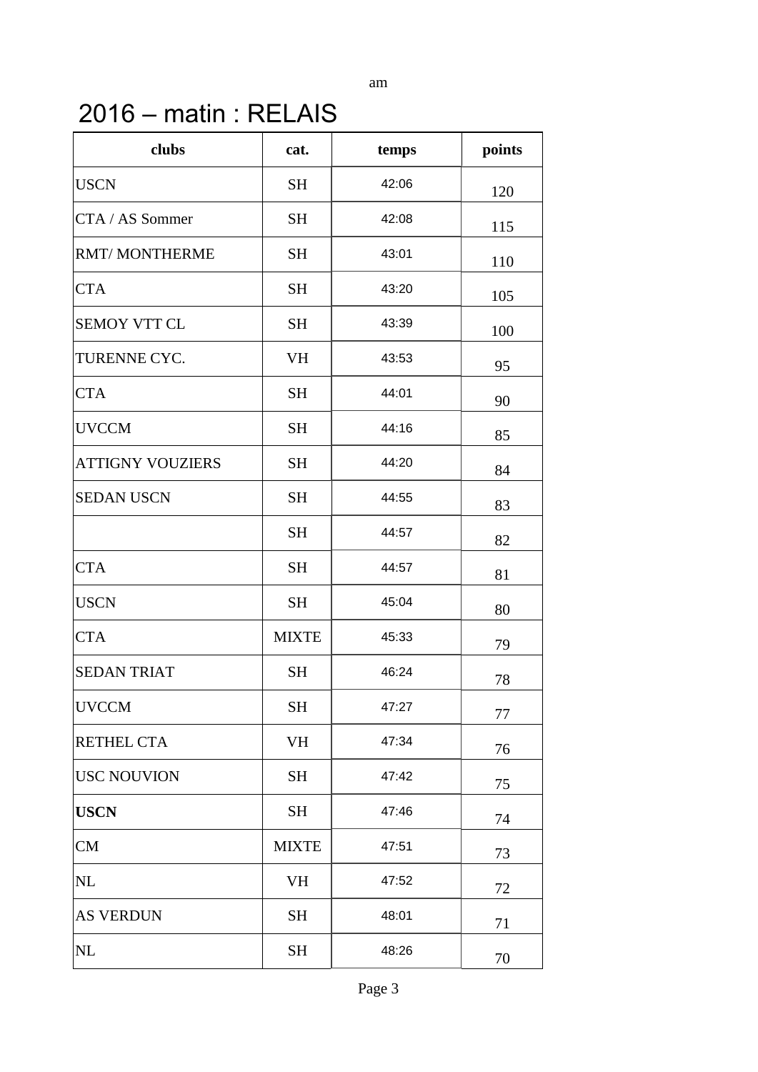am

# 2016 – matin : RELAIS

| clubs | cat. | temps | points |
|---|---|---|---|
| USCN | SH | 42:06 | 120 |
| CTA / AS Sommer | SH | 42:08 | 115 |
| RMT/ MONTHERME | SH | 43:01 | 110 |
| CTA | SH | 43:20 | 105 |
| SEMOY VTT CL | SH | 43:39 | 100 |
| TURENNE CYC. | VH | 43:53 | 95 |
| CTA | SH | 44:01 | 90 |
| UVCCM | SH | 44:16 | 85 |
| ATTIGNY VOUZIERS | SH | 44:20 | 84 |
| SEDAN USCN | SH | 44:55 | 83 |
| | SH | 44:57 | 82 |
| CTA | SH | 44:57 | 81 |
| USCN | SH | 45:04 | 80 |
| CTA | MIXTE | 45:33 | 79 |
| SEDAN TRIAT | SH | 46:24 | 78 |
| UVCCM | SH | 47:27 | 77 |
| RETHEL CTA | VH | 47:34 | 76 |
| USC NOUVION | SH | 47:42 | 75 |
| **USCN** | SH | 47:46 | 74 |
| CM | MIXTE | 47:51 | 73 |
| NL | VH | 47:52 | 72 |
| AS VERDUN | SH | 48:01 | 71 |
| NL | SH | 48:26 | 70 |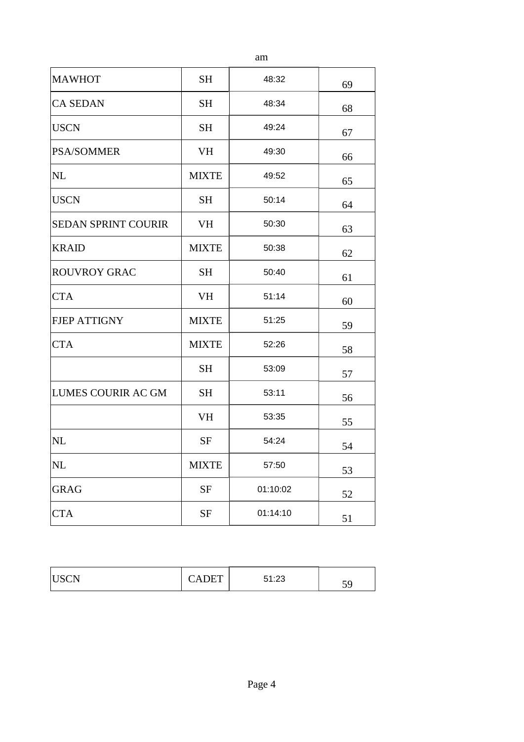am

| | | | |
|---|---|---|---|
| MAWHOT | SH | 48:32 | 69 |
| CA SEDAN | SH | 48:34 | 68 |
| USCN | SH | 49:24 | 67 |
| PSA/SOMMER | VH | 49:30 | 66 |
| NL | MIXTE | 49:52 | 65 |
| USCN | SH | 50:14 | 64 |
| SEDAN SPRINT COURIR | VH | 50:30 | 63 |
| KRAID | MIXTE | 50:38 | 62 |
| ROUVROY GRAC | SH | 50:40 | 61 |
| CTA | VH | 51:14 | 60 |
| FJEP ATTIGNY | MIXTE | 51:25 | 59 |
| CTA | MIXTE | 52:26 | 58 |
| | SH | 53:09 | 57 |
| LUMES COURIR AC GM | SH | 53:11 | 56 |
| | VH | 53:35 | 55 |
| NL | SF | 54:24 | 54 |
| NL | MIXTE | 57:50 | 53 |
| GRAG | SF | 01:10:02 | 52 |
| CTA | SF | 01:14:10 | 51 |

| | | | |
|---|---|---|---|
| USCN | CADET | 51:23 | 59 |